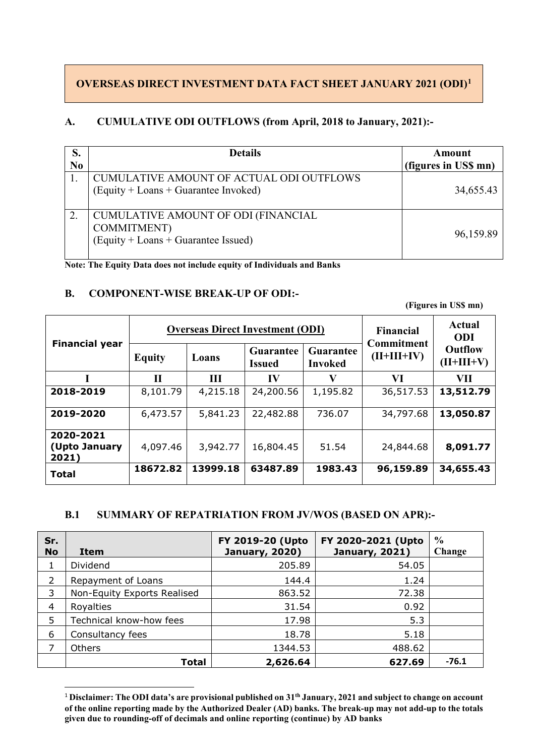# OVERSEAS DIRECT INVESTMENT DATA FACT SHEET JANUARY 2021 (ODI)[1]

## A. CUMULATIVE ODI OUTFLOWS (from April, 2018 to January, 2021):-

| S. No | Details | Amount (figures in US$ mn) |
|---|---|---|
| 1. | CUMULATIVE AMOUNT OF ACTUAL ODI OUTFLOWS (Equity + Loans + Guarantee Invoked) | 34,655.43 |
| 2. | CUMULATIVE AMOUNT OF ODI (FINANCIAL COMMITMENT) (Equity + Loans + Guarantee Issued) | 96,159.89 |

**Note: The Equity Data does not include equity of Individuals and Banks**

## B. COMPONENT-WISE BREAK-UP OF ODI:-

**(Figures in US$ mn)**

| Financial year | Overseas Direct Investment (ODI) | | | | Financial Commitment (II+III+IV) | Actual ODI Outflow (II+III+V) |
|---|---|---|---|---|---|---|
| | Equity | Loans | Guarantee Issued | Guarantee Invoked | | |
| I | II | III | IV | V | VI | VII |
| **2018-2019** | 8,101.79 | 4,215.18 | 24,200.56 | 1,195.82 | 36,517.53 | **13,512.79** |
| **2019-2020** | 6,473.57 | 5,841.23 | 22,482.88 | 736.07 | 34,797.68 | **13,050.87** |
| **2020-2021 (Upto January 2021)** | 4,097.46 | 3,942.77 | 16,804.45 | 51.54 | 24,844.68 | **8,091.77** |
| **Total** | **18672.82** | **13999.18** | **63487.89** | **1983.43** | **96,159.89** | **34,655.43** |

## B.1 SUMMARY OF REPATRIATION FROM JV/WOS (BASED ON APR):-

| Sr. No | Item | FY 2019-20 (Upto January, 2020) | FY 2020-2021 (Upto January, 2021) | % Change |
|---|---|---|---|---|
| 1 | Dividend | 205.89 | 54.05 | |
| 2 | Repayment of Loans | 144.4 | 1.24 | |
| 3 | Non-Equity Exports Realised | 863.52 | 72.38 | |
| 4 | Royalties | 31.54 | 0.92 | |
| 5 | Technical know-how fees | 17.98 | 5.3 | |
| 6 | Consultancy fees | 18.78 | 5.18 | |
| 7 | Others | 1344.53 | 488.62 | |
| | **Total** | **2,626.64** | **627.69** | **-76.1** |

[1] **Disclaimer: The ODI data's are provisional published on 31th January, 2021 and subject to change on account of the online reporting made by the Authorized Dealer (AD) banks. The break-up may not add-up to the totals given due to rounding-off of decimals and online reporting (continue) by AD banks**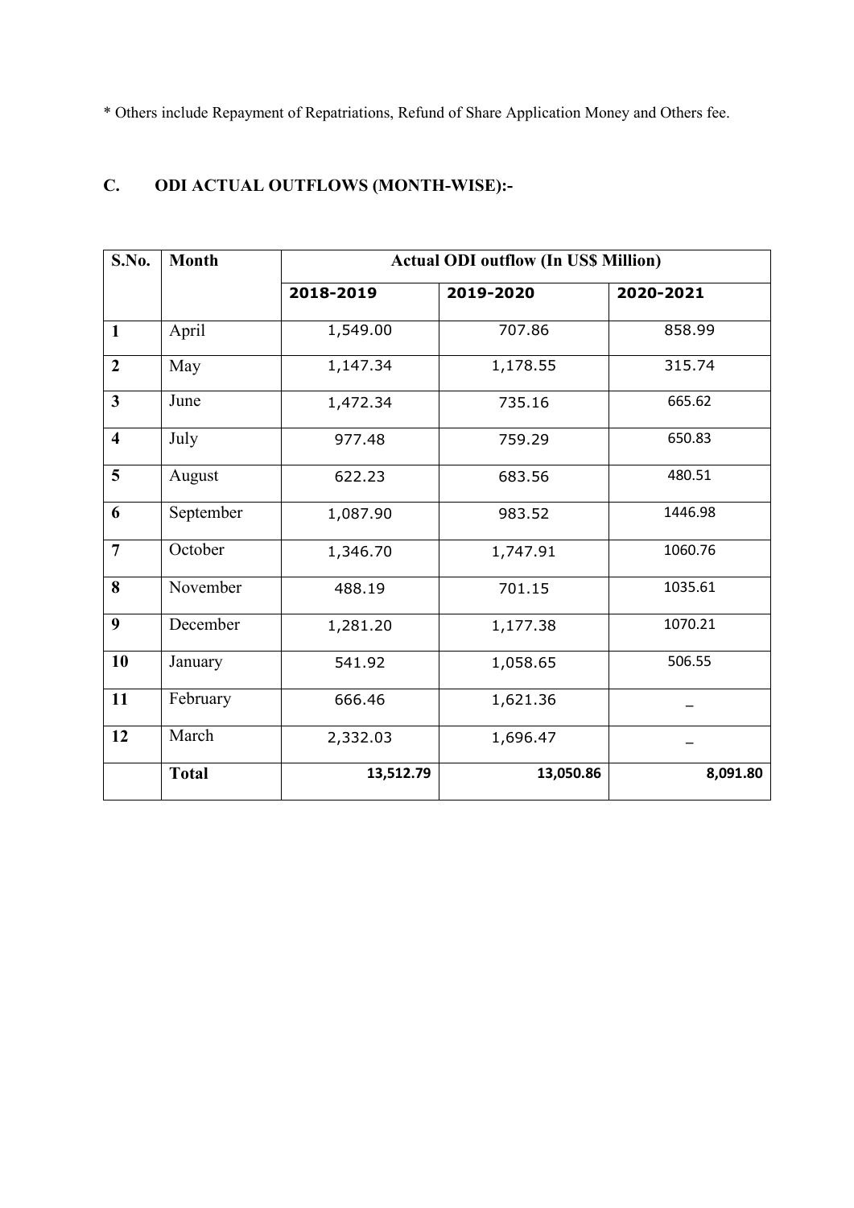* Others include Repayment of Repatriations, Refund of Share Application Money and Others fee.

## C. ODI ACTUAL OUTFLOWS (MONTH-WISE):-

| S.No. | Month | Actual ODI outflow (In US$ Million) | | |
|---|---|---|---|---|
| | | 2018-2019 | 2019-2020 | 2020-2021 |
| 1 | April | 1,549.00 | 707.86 | 858.99 |
| 2 | May | 1,147.34 | 1,178.55 | 315.74 |
| 3 | June | 1,472.34 | 735.16 | 665.62 |
| 4 | July | 977.48 | 759.29 | 650.83 |
| 5 | August | 622.23 | 683.56 | 480.51 |
| 6 | September | 1,087.90 | 983.52 | 1446.98 |
| 7 | October | 1,346.70 | 1,747.91 | 1060.76 |
| 8 | November | 488.19 | 701.15 | 1035.61 |
| 9 | December | 1,281.20 | 1,177.38 | 1070.21 |
| 10 | January | 541.92 | 1,058.65 | 506.55 |
| 11 | February | 666.46 | 1,621.36 | _ |
| 12 | March | 2,332.03 | 1,696.47 | _ |
| | **Total** | **13,512.79** | **13,050.86** | **8,091.80** |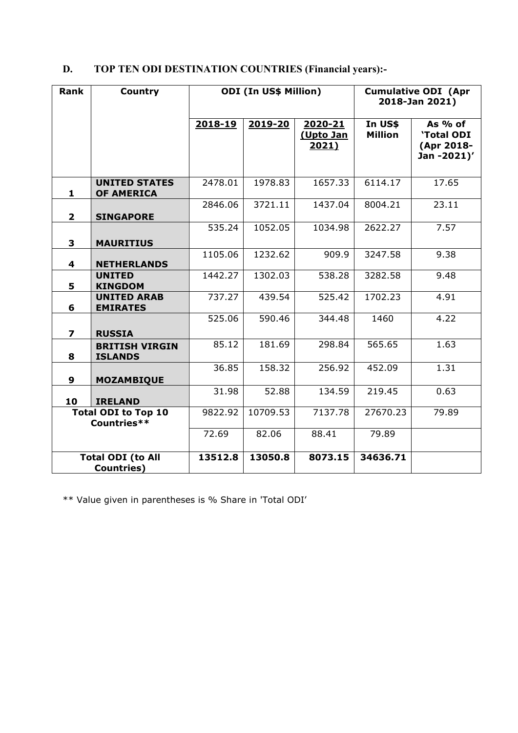## D. TOP TEN ODI DESTINATION COUNTRIES (Financial years):-

| Rank | Country | ODI (In US$ Million) | | | Cumulative ODI (Apr 2018-Jan 2021) | |
|---|---|---|---|---|---|---|
| | | 2018-19 | 2019-20 | 2020-21 (Upto Jan 2021) | In US$ Million | As % of 'Total ODI (Apr 2018-Jan -2021)' |
| 1 | UNITED STATES OF AMERICA | 2478.01 | 1978.83 | 1657.33 | 6114.17 | 17.65 |
| 2 | SINGAPORE | 2846.06 | 3721.11 | 1437.04 | 8004.21 | 23.11 |
| 3 | MAURITIUS | 535.24 | 1052.05 | 1034.98 | 2622.27 | 7.57 |
| 4 | NETHERLANDS | 1105.06 | 1232.62 | 909.9 | 3247.58 | 9.38 |
| 5 | UNITED KINGDOM | 1442.27 | 1302.03 | 538.28 | 3282.58 | 9.48 |
| 6 | UNITED ARAB EMIRATES | 737.27 | 439.54 | 525.42 | 1702.23 | 4.91 |
| 7 | RUSSIA | 525.06 | 590.46 | 344.48 | 1460 | 4.22 |
| 8 | BRITISH VIRGIN ISLANDS | 85.12 | 181.69 | 298.84 | 565.65 | 1.63 |
| 9 | MOZAMBIQUE | 36.85 | 158.32 | 256.92 | 452.09 | 1.31 |
| 10 | IRELAND | 31.98 | 52.88 | 134.59 | 219.45 | 0.63 |
| Total ODI to Top 10 Countries** | | 9822.92 | 10709.53 | 7137.78 | 27670.23 | 79.89 |
| | | 72.69 | 82.06 | 88.41 | 79.89 | |
| **Total ODI (to All Countries)** | | **13512.8** | **13050.8** | **8073.15** | **34636.71** | |

** Value given in parentheses is % Share in 'Total ODI'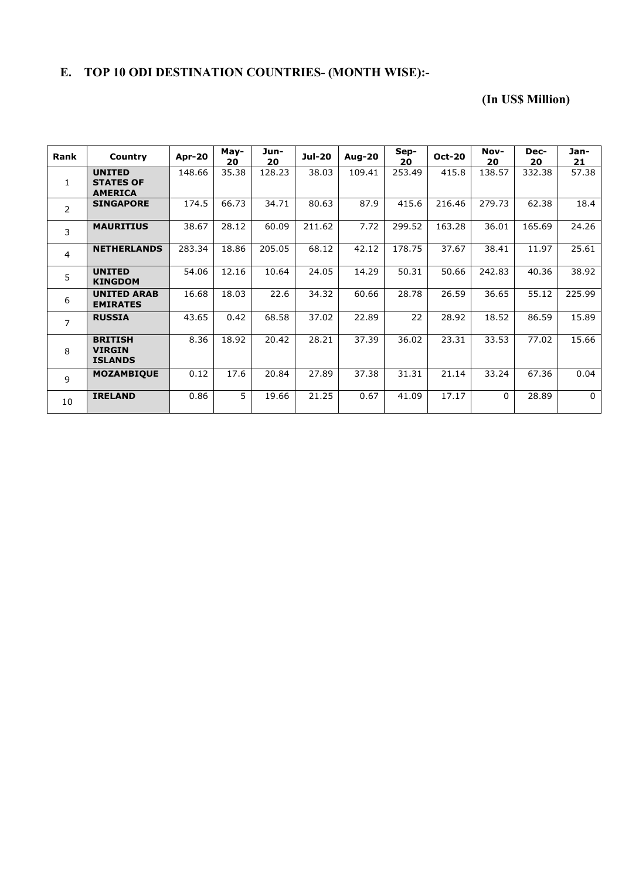## E. TOP 10 ODI DESTINATION COUNTRIES- (MONTH WISE):-

**(In US$ Million)**

| Rank | Country | Apr-20 | May-20 | Jun-20 | Jul-20 | Aug-20 | Sep-20 | Oct-20 | Nov-20 | Dec-20 | Jan-21 |
|---|---|---|---|---|---|---|---|---|---|---|---|
| 1 | **UNITED STATES OF AMERICA** | 148.66 | 35.38 | 128.23 | 38.03 | 109.41 | 253.49 | 415.8 | 138.57 | 332.38 | 57.38 |
| 2 | **SINGAPORE** | 174.5 | 66.73 | 34.71 | 80.63 | 87.9 | 415.6 | 216.46 | 279.73 | 62.38 | 18.4 |
| 3 | **MAURITIUS** | 38.67 | 28.12 | 60.09 | 211.62 | 7.72 | 299.52 | 163.28 | 36.01 | 165.69 | 24.26 |
| 4 | **NETHERLANDS** | 283.34 | 18.86 | 205.05 | 68.12 | 42.12 | 178.75 | 37.67 | 38.41 | 11.97 | 25.61 |
| 5 | **UNITED KINGDOM** | 54.06 | 12.16 | 10.64 | 24.05 | 14.29 | 50.31 | 50.66 | 242.83 | 40.36 | 38.92 |
| 6 | **UNITED ARAB EMIRATES** | 16.68 | 18.03 | 22.6 | 34.32 | 60.66 | 28.78 | 26.59 | 36.65 | 55.12 | 225.99 |
| 7 | **RUSSIA** | 43.65 | 0.42 | 68.58 | 37.02 | 22.89 | 22 | 28.92 | 18.52 | 86.59 | 15.89 |
| 8 | **BRITISH VIRGIN ISLANDS** | 8.36 | 18.92 | 20.42 | 28.21 | 37.39 | 36.02 | 23.31 | 33.53 | 77.02 | 15.66 |
| 9 | **MOZAMBIQUE** | 0.12 | 17.6 | 20.84 | 27.89 | 37.38 | 31.31 | 21.14 | 33.24 | 67.36 | 0.04 |
| 10 | **IRELAND** | 0.86 | 5 | 19.66 | 21.25 | 0.67 | 41.09 | 17.17 | 0 | 28.89 | 0 |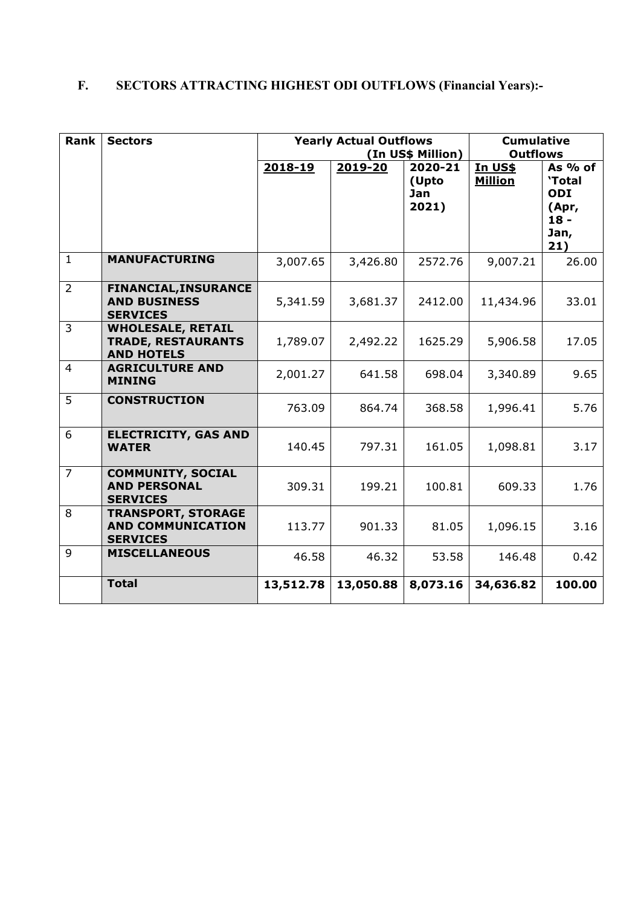## F. SECTORS ATTRACTING HIGHEST ODI OUTFLOWS (Financial Years):-

| Rank | Sectors | Yearly Actual Outflows (In US$ Million) | | | Cumulative Outflows | |
|---|---|---|---|---|---|---|
| | | 2018-19 | 2019-20 | 2020-21 (Upto Jan 2021) | In US$ Million | As % of 'Total ODI (Apr, 18 - Jan, 21) |
| 1 | **MANUFACTURING** | 3,007.65 | 3,426.80 | 2572.76 | 9,007.21 | 26.00 |
| 2 | **FINANCIAL,INSURANCE AND BUSINESS SERVICES** | 5,341.59 | 3,681.37 | 2412.00 | 11,434.96 | 33.01 |
| 3 | **WHOLESALE, RETAIL TRADE, RESTAURANTS AND HOTELS** | 1,789.07 | 2,492.22 | 1625.29 | 5,906.58 | 17.05 |
| 4 | **AGRICULTURE AND MINING** | 2,001.27 | 641.58 | 698.04 | 3,340.89 | 9.65 |
| 5 | **CONSTRUCTION** | 763.09 | 864.74 | 368.58 | 1,996.41 | 5.76 |
| 6 | **ELECTRICITY, GAS AND WATER** | 140.45 | 797.31 | 161.05 | 1,098.81 | 3.17 |
| 7 | **COMMUNITY, SOCIAL AND PERSONAL SERVICES** | 309.31 | 199.21 | 100.81 | 609.33 | 1.76 |
| 8 | **TRANSPORT, STORAGE AND COMMUNICATION SERVICES** | 113.77 | 901.33 | 81.05 | 1,096.15 | 3.16 |
| 9 | **MISCELLANEOUS** | 46.58 | 46.32 | 53.58 | 146.48 | 0.42 |
| | **Total** | **13,512.78** | **13,050.88** | **8,073.16** | **34,636.82** | **100.00** |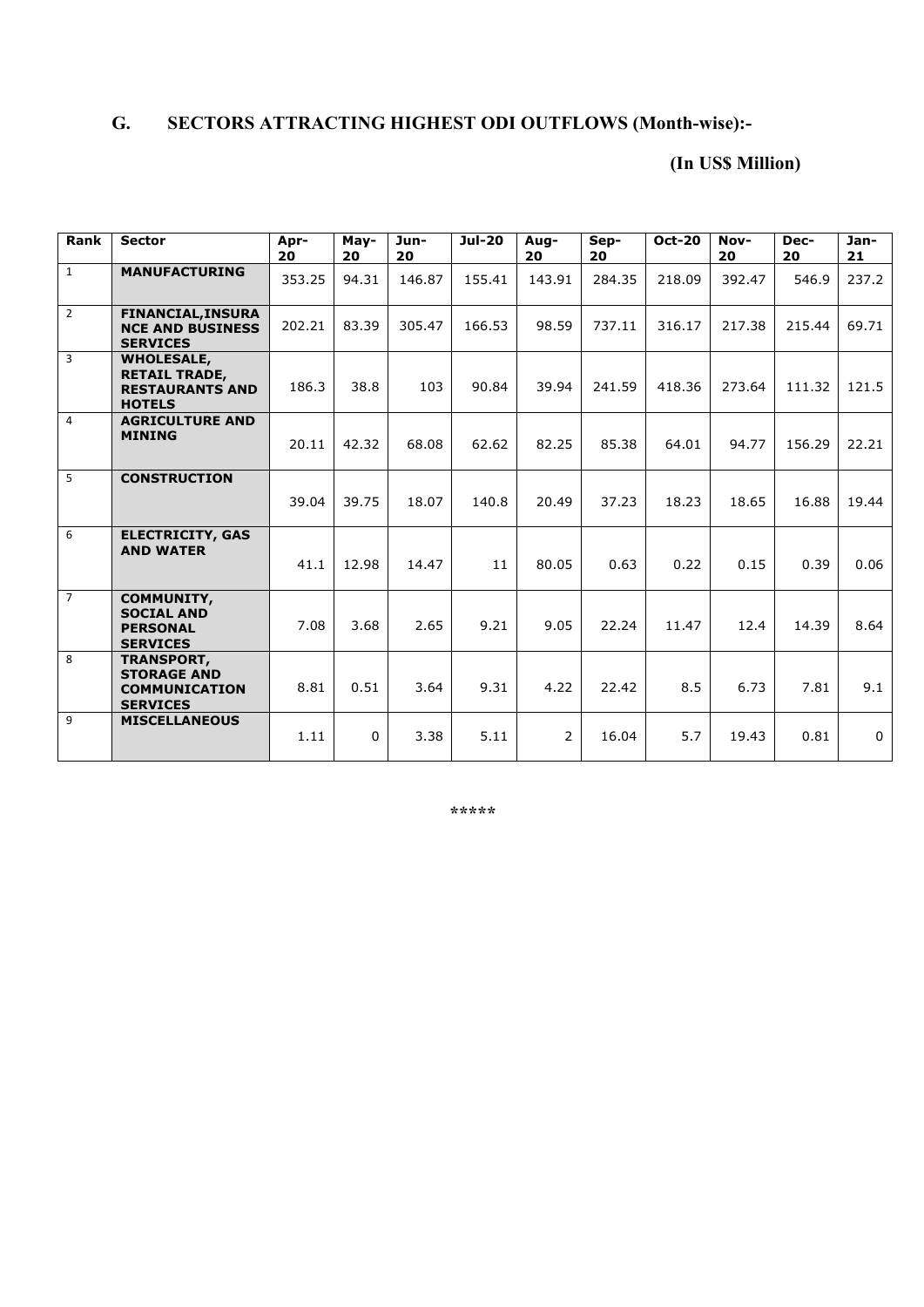## G. SECTORS ATTRACTING HIGHEST ODI OUTFLOWS (Month-wise):-

**(In US$ Million)**

| Rank | Sector | Apr-20 | May-20 | Jun-20 | Jul-20 | Aug-20 | Sep-20 | Oct-20 | Nov-20 | Dec-20 | Jan-21 |
|---|---|---|---|---|---|---|---|---|---|---|---|
| 1 | **MANUFACTURING** | 353.25 | 94.31 | 146.87 | 155.41 | 143.91 | 284.35 | 218.09 | 392.47 | 546.9 | 237.2 |
| 2 | **FINANCIAL,INSURANCE AND BUSINESS SERVICES** | 202.21 | 83.39 | 305.47 | 166.53 | 98.59 | 737.11 | 316.17 | 217.38 | 215.44 | 69.71 |
| 3 | **WHOLESALE, RETAIL TRADE, RESTAURANTS AND HOTELS** | 186.3 | 38.8 | 103 | 90.84 | 39.94 | 241.59 | 418.36 | 273.64 | 111.32 | 121.5 |
| 4 | **AGRICULTURE AND MINING** | 20.11 | 42.32 | 68.08 | 62.62 | 82.25 | 85.38 | 64.01 | 94.77 | 156.29 | 22.21 |
| 5 | **CONSTRUCTION** | 39.04 | 39.75 | 18.07 | 140.8 | 20.49 | 37.23 | 18.23 | 18.65 | 16.88 | 19.44 |
| 6 | **ELECTRICITY, GAS AND WATER** | 41.1 | 12.98 | 14.47 | 11 | 80.05 | 0.63 | 0.22 | 0.15 | 0.39 | 0.06 |
| 7 | **COMMUNITY, SOCIAL AND PERSONAL SERVICES** | 7.08 | 3.68 | 2.65 | 9.21 | 9.05 | 22.24 | 11.47 | 12.4 | 14.39 | 8.64 |
| 8 | **TRANSPORT, STORAGE AND COMMUNICATION SERVICES** | 8.81 | 0.51 | 3.64 | 9.31 | 4.22 | 22.42 | 8.5 | 6.73 | 7.81 | 9.1 |
| 9 | **MISCELLANEOUS** | 1.11 | 0 | 3.38 | 5.11 | 2 | 16.04 | 5.7 | 19.43 | 0.81 | 0 |

*****